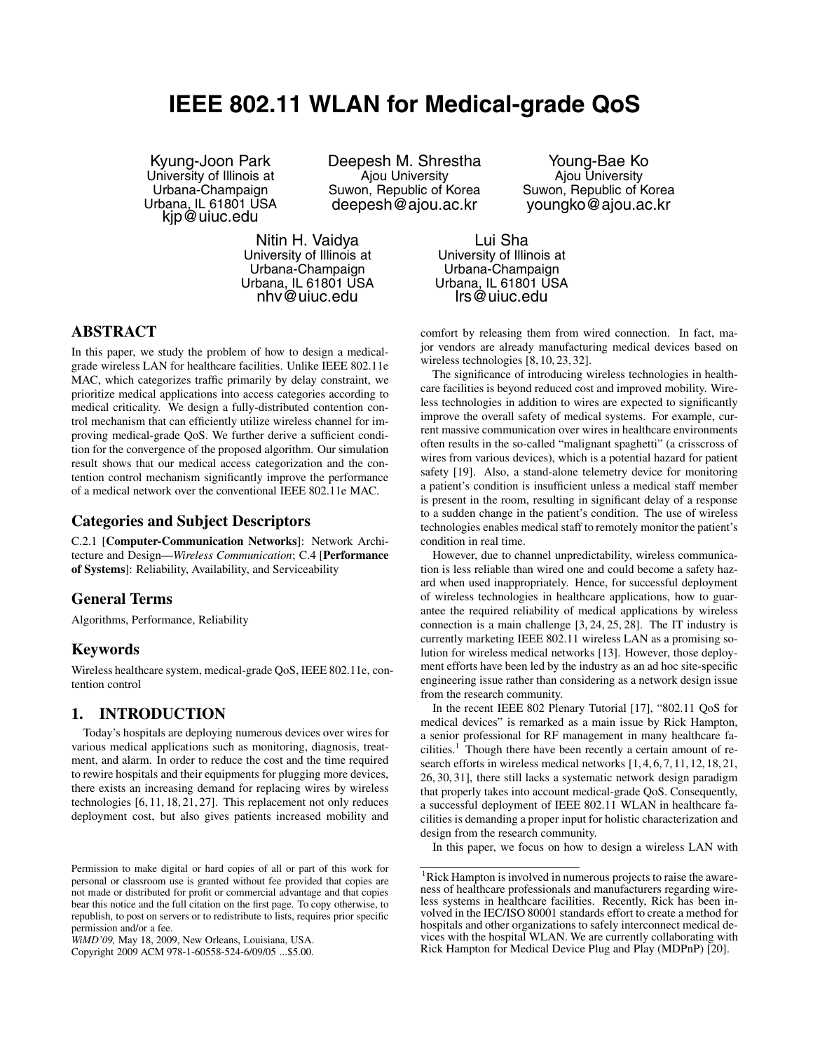# IEEE 802.11 WLAN for Medical-grade QoS

Kyung-Joon Park
University of Illinois at Urbana-Champaign
Urbana, IL 61801 USA
kjp@uiuc.edu

Deepesh M. Shrestha
Ajou University
Suwon, Republic of Korea
deepesh@ajou.ac.kr

Young-Bae Ko
Ajou University
Suwon, Republic of Korea
youngko@ajou.ac.kr

Nitin H. Vaidya
University of Illinois at Urbana-Champaign
Urbana, IL 61801 USA
nhv@uiuc.edu

Lui Sha
University of Illinois at Urbana-Champaign
Urbana, IL 61801 USA
lrs@uiuc.edu

## ABSTRACT

In this paper, we study the problem of how to design a medical-grade wireless LAN for healthcare facilities. Unlike IEEE 802.11e MAC, which categorizes traffic primarily by delay constraint, we prioritize medical applications into access categories according to medical criticality. We design a fully-distributed contention control mechanism that can efficiently utilize wireless channel for improving medical-grade QoS. We further derive a sufficient condition for the convergence of the proposed algorithm. Our simulation result shows that our medical access categorization and the contention control mechanism significantly improve the performance of a medical network over the conventional IEEE 802.11e MAC.

## Categories and Subject Descriptors

C.2.1 [**Computer-Communication Networks**]: Network Architecture and Design—*Wireless Communication*; C.4 [**Performance of Systems**]: Reliability, Availability, and Serviceability

## General Terms

Algorithms, Performance, Reliability

## Keywords

Wireless healthcare system, medical-grade QoS, IEEE 802.11e, contention control

## 1. INTRODUCTION

Today's hospitals are deploying numerous devices over wires for various medical applications such as monitoring, diagnosis, treatment, and alarm. In order to reduce the cost and the time required to rewire hospitals and their equipments for plugging more devices, there exists an increasing demand for replacing wires by wireless technologies [6, 11, 18, 21, 27]. This replacement not only reduces deployment cost, but also gives patients increased mobility and comfort by releasing them from wired connection. In fact, major vendors are already manufacturing medical devices based on wireless technologies [8, 10, 23, 32].

The significance of introducing wireless technologies in healthcare facilities is beyond reduced cost and improved mobility. Wireless technologies in addition to wires are expected to significantly improve the overall safety of medical systems. For example, current massive communication over wires in healthcare environments often results in the so-called "malignant spaghetti" (a crisscross of wires from various devices), which is a potential hazard for patient safety [19]. Also, a stand-alone telemetry device for monitoring a patient's condition is insufficient unless a medical staff member is present in the room, resulting in significant delay of a response to a sudden change in the patient's condition. The use of wireless technologies enables medical staff to remotely monitor the patient's condition in real time.

However, due to channel unpredictability, wireless communication is less reliable than wired one and could become a safety hazard when used inappropriately. Hence, for successful deployment of wireless technologies in healthcare applications, how to guarantee the required reliability of medical applications by wireless connection is a main challenge [3, 24, 25, 28]. The IT industry is currently marketing IEEE 802.11 wireless LAN as a promising solution for wireless medical networks [13]. However, those deployment efforts have been led by the industry as an ad hoc site-specific engineering issue rather than considering as a network design issue from the research community.

In the recent IEEE 802 Plenary Tutorial [17], "802.11 QoS for medical devices" is remarked as a main issue by Rick Hampton, a senior professional for RF management in many healthcare facilities.[1] Though there have been recently a certain amount of research efforts in wireless medical networks [1, 4, 6, 7, 11, 12, 18, 21, 26, 30, 31], there still lacks a systematic network design paradigm that properly takes into account medical-grade QoS. Consequently, a successful deployment of IEEE 802.11 WLAN in healthcare facilities is demanding a proper input for holistic characterization and design from the research community.

In this paper, we focus on how to design a wireless LAN with

[1]Rick Hampton is involved in numerous projects to raise the awareness of healthcare professionals and manufacturers regarding wireless systems in healthcare facilities. Recently, Rick has been involved in the IEC/ISO 80001 standards effort to create a method for hospitals and other organizations to safely interconnect medical devices with the hospital WLAN. We are currently collaborating with Rick Hampton for Medical Device Plug and Play (MDPnP) [20].

Permission to make digital or hard copies of all or part of this work for personal or classroom use is granted without fee provided that copies are not made or distributed for profit or commercial advantage and that copies bear this notice and the full citation on the first page. To copy otherwise, to republish, to post on servers or to redistribute to lists, requires prior specific permission and/or a fee.
*WiMD'09,* May 18, 2009, New Orleans, Louisiana, USA.
Copyright 2009 ACM 978-1-60558-524-6/09/05 ...$5.00.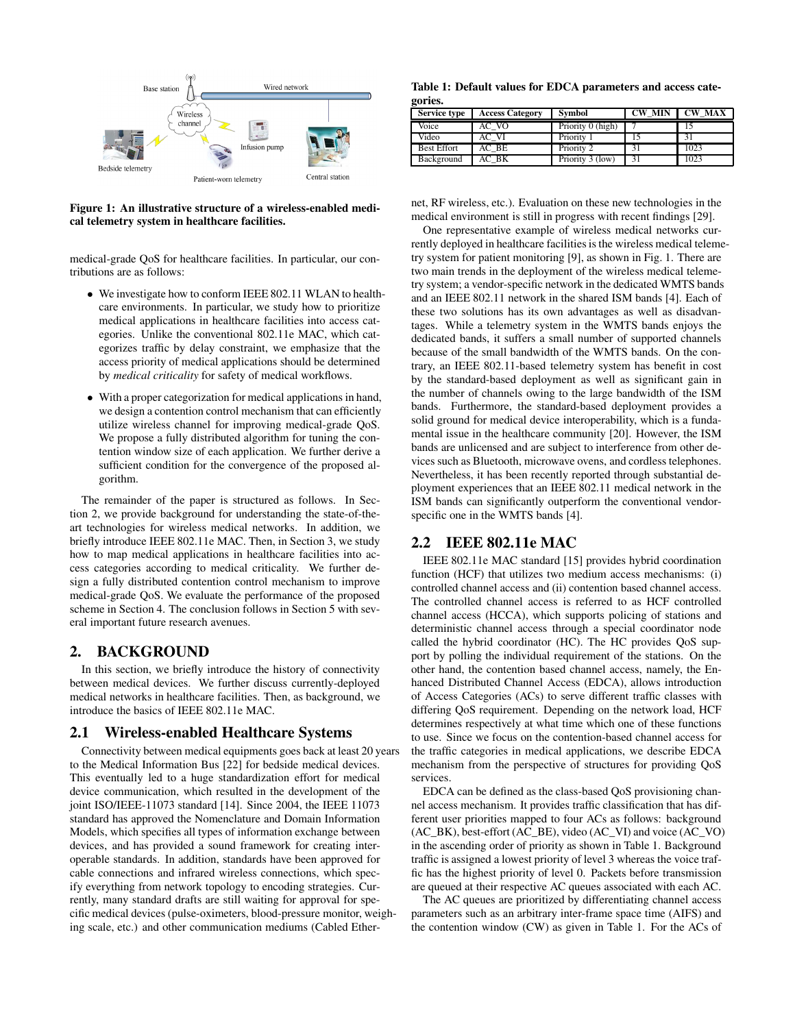**Figure 1: An illustrative structure of a wireless-enabled medical telemetry system in healthcare facilities.**

medical-grade QoS for healthcare facilities. In particular, our contributions are as follows:

- We investigate how to conform IEEE 802.11 WLAN to healthcare environments. In particular, we study how to prioritize medical applications in healthcare facilities into access categories. Unlike the conventional 802.11e MAC, which categorizes traffic by delay constraint, we emphasize that the access priority of medical applications should be determined by *medical criticality* for safety of medical workflows.
- With a proper categorization for medical applications in hand, we design a contention control mechanism that can efficiently utilize wireless channel for improving medical-grade QoS. We propose a fully distributed algorithm for tuning the contention window size of each application. We further derive a sufficient condition for the convergence of the proposed algorithm.

The remainder of the paper is structured as follows. In Section 2, we provide background for understanding the state-of-the-art technologies for wireless medical networks. In addition, we briefly introduce IEEE 802.11e MAC. Then, in Section 3, we study how to map medical applications in healthcare facilities into access categories according to medical criticality. We further design a fully distributed contention control mechanism to improve medical-grade QoS. We evaluate the performance of the proposed scheme in Section 4. The conclusion follows in Section 5 with several important future research avenues.

# 2. BACKGROUND

In this section, we briefly introduce the history of connectivity between medical devices. We further discuss currently-deployed medical networks in healthcare facilities. Then, as background, we introduce the basics of IEEE 802.11e MAC.

## 2.1 Wireless-enabled Healthcare Systems

Connectivity between medical equipments goes back at least 20 years to the Medical Information Bus [22] for bedside medical devices. This eventually led to a huge standardization effort for medical device communication, which resulted in the development of the joint ISO/IEEE-11073 standard [14]. Since 2004, the IEEE 11073 standard has approved the Nomenclature and Domain Information Models, which specifies all types of information exchange between devices, and has provided a sound framework for creating interoperable standards. In addition, standards have been approved for cable connections and infrared wireless connections, which specify everything from network topology to encoding strategies. Currently, many standard drafts are still waiting for approval for specific medical devices (pulse-oximeters, blood-pressure monitor, weighing scale, etc.) and other communication mediums (Cabled Ethernet, RF wireless, etc.). Evaluation on these new technologies in the medical environment is still in progress with recent findings [29].

One representative example of wireless medical networks currently deployed in healthcare facilities is the wireless medical telemetry system for patient monitoring [9], as shown in Fig. 1. There are two main trends in the deployment of the wireless medical telemetry system; a vendor-specific network in the dedicated WMTS bands and an IEEE 802.11 network in the shared ISM bands [4]. Each of these two solutions has its own advantages as well as disadvantages. While a telemetry system in the WMTS bands enjoys the dedicated bands, it suffers a small number of supported channels because of the small bandwidth of the WMTS bands. On the contrary, an IEEE 802.11-based telemetry system has benefit in cost by the standard-based deployment as well as significant gain in the number of channels owing to the large bandwidth of the ISM bands. Furthermore, the standard-based deployment provides a solid ground for medical device interoperability, which is a fundamental issue in the healthcare community [20]. However, the ISM bands are unlicensed and are subject to interference from other devices such as Bluetooth, microwave ovens, and cordless telephones. Nevertheless, it has been recently reported through substantial deployment experiences that an IEEE 802.11 medical network in the ISM bands can significantly outperform the conventional vendor-specific one in the WMTS bands [4].

**Table 1: Default values for EDCA parameters and access categories.**

| Service type | Access Category | Symbol | CW_MIN | CW_MAX |
|---|---|---|---|---|
| Voice | AC_VO | Priority 0 (high) | 7 | 15 |
| Video | AC_VI | Priority 1 | 15 | 31 |
| Best Effort | AC_BE | Priority 2 | 31 | 1023 |
| Background | AC_BK | Priority 3 (low) | 31 | 1023 |

## 2.2 IEEE 802.11e MAC

IEEE 802.11e MAC standard [15] provides hybrid coordination function (HCF) that utilizes two medium access mechanisms: (i) controlled channel access and (ii) contention based channel access. The controlled channel access is referred to as HCF controlled channel access (HCCA), which supports policing of stations and deterministic channel access through a special coordinator node called the hybrid coordinator (HC). The HC provides QoS support by polling the individual requirement of the stations. On the other hand, the contention based channel access, namely, the Enhanced Distributed Channel Access (EDCA), allows introduction of Access Categories (ACs) to serve different traffic classes with differing QoS requirement. Depending on the network load, HCF determines respectively at what time which one of these functions to use. Since we focus on the contention-based channel access for the traffic categories in medical applications, we describe EDCA mechanism from the perspective of structures for providing QoS services.

EDCA can be defined as the class-based QoS provisioning channel access mechanism. It provides traffic classification that has different user priorities mapped to four ACs as follows: background (AC_BK), best-effort (AC_BE), video (AC_VI) and voice (AC_VO) in the ascending order of priority as shown in Table 1. Background traffic is assigned a lowest priority of level 3 whereas the voice traffic has the highest priority of level 0. Packets before transmission are queued at their respective AC queues associated with each AC.

The AC queues are prioritized by differentiating channel access parameters such as an arbitrary inter-frame space time (AIFS) and the contention window (CW) as given in Table 1. For the ACs of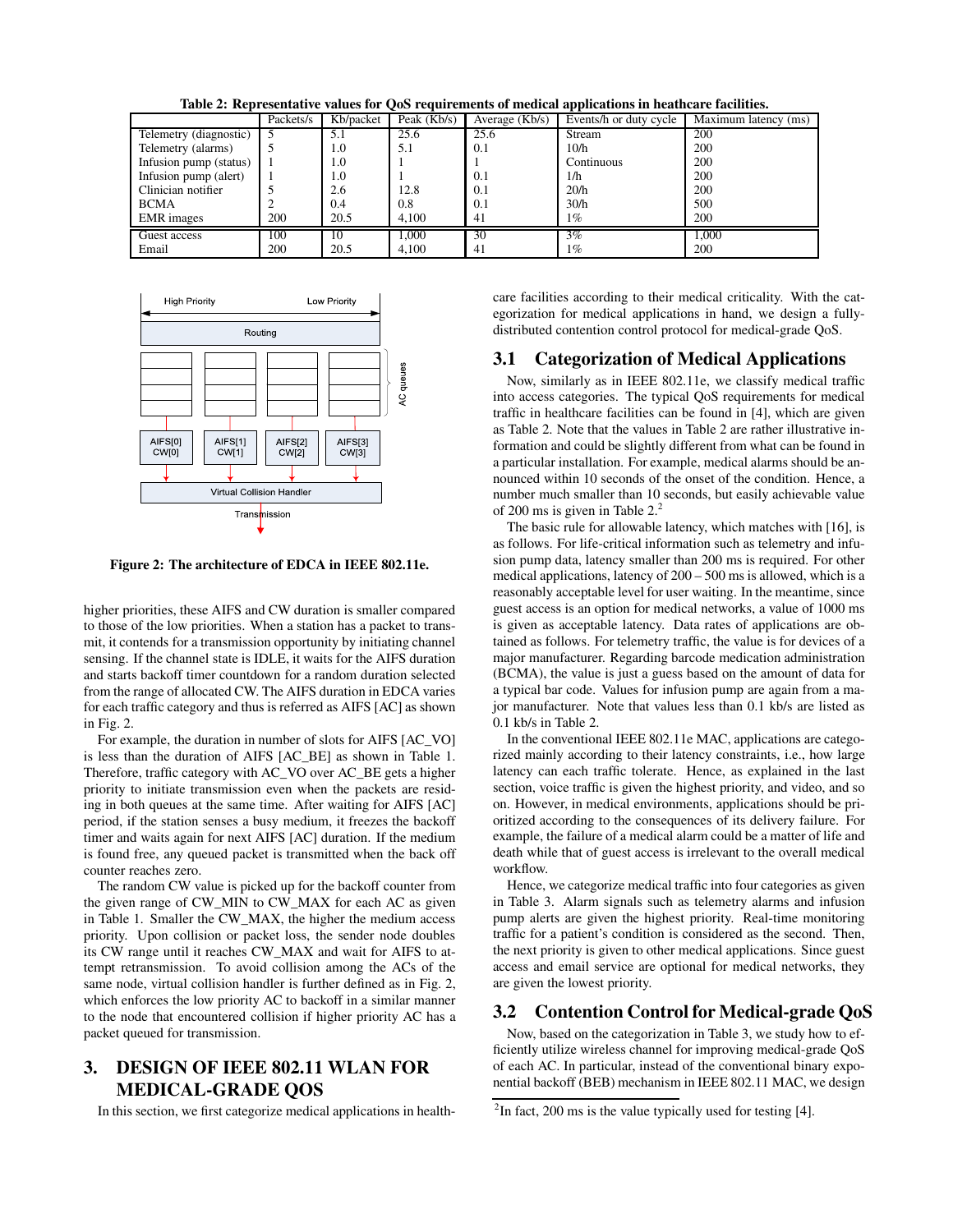**Table 2: Representative values for QoS requirements of medical applications in heathcare facilities.**

| | Packets/s | Kb/packet | Peak (Kb/s) | Average (Kb/s) | Events/h or duty cycle | Maximum latency (ms) |
|---|---|---|---|---|---|---|
| Telemetry (diagnostic) | 5 | 5.1 | 25.6 | 25.6 | Stream | 200 |
| Telemetry (alarms) | 5 | 1.0 | 5.1 | 0.1 | 10/h | 200 |
| Infusion pump (status) | 1 | 1.0 | 1 | 1 | Continuous | 200 |
| Infusion pump (alert) | 1 | 1.0 | 1 | 0.1 | 1/h | 200 |
| Clinician notifier | 5 | 2.6 | 12.8 | 0.1 | 20/h | 200 |
| BCMA | 2 | 0.4 | 0.8 | 0.1 | 30/h | 500 |
| EMR images | 200 | 20.5 | 4,100 | 41 | 1% | 200 |
| Guest access | 100 | 10 | 1,000 | 30 | 3% | 1,000 |
| Email | 200 | 20.5 | 4,100 | 41 | 1% | 200 |

**Figure 2: The architecture of EDCA in IEEE 802.11e.**

higher priorities, these AIFS and CW duration is smaller compared to those of the low priorities. When a station has a packet to transmit, it contends for a transmission opportunity by initiating channel sensing. If the channel state is IDLE, it waits for the AIFS duration and starts backoff timer countdown for a random duration selected from the range of allocated CW. The AIFS duration in EDCA varies for each traffic category and thus is referred as AIFS [AC] as shown in Fig. 2.

For example, the duration in number of slots for AIFS [AC_VO] is less than the duration of AIFS [AC_BE] as shown in Table 1. Therefore, traffic category with AC_VO over AC_BE gets a higher priority to initiate transmission even when the packets are residing in both queues at the same time. After waiting for AIFS [AC] period, if the station senses a busy medium, it freezes the backoff timer and waits again for next AIFS [AC] duration. If the medium is found free, any queued packet is transmitted when the back off counter reaches zero.

The random CW value is picked up for the backoff counter from the given range of CW_MIN to CW_MAX for each AC as given in Table 1. Smaller the CW_MAX, the higher the medium access priority. Upon collision or packet loss, the sender node doubles its CW range until it reaches CW_MAX and wait for AIFS to attempt retransmission. To avoid collision among the ACs of the same node, virtual collision handler is further defined as in Fig. 2, which enforces the low priority AC to backoff in a similar manner to the node that encountered collision if higher priority AC has a packet queued for transmission.

# 3. DESIGN OF IEEE 802.11 WLAN FOR MEDICAL-GRADE QOS

In this section, we first categorize medical applications in healthcare facilities according to their medical criticality. With the categorization for medical applications in hand, we design a fully-distributed contention control protocol for medical-grade QoS.

## 3.1 Categorization of Medical Applications

Now, similarly as in IEEE 802.11e, we classify medical traffic into access categories. The typical QoS requirements for medical traffic in healthcare facilities can be found in [4], which are given as Table 2. Note that the values in Table 2 are rather illustrative information and could be slightly different from what can be found in a particular installation. For example, medical alarms should be announced within 10 seconds of the onset of the condition. Hence, a number much smaller than 10 seconds, but easily achievable value of 200 ms is given in Table 2.[2]

The basic rule for allowable latency, which matches with [16], is as follows. For life-critical information such as telemetry and infusion pump data, latency smaller than 200 ms is required. For other medical applications, latency of 200 – 500 ms is allowed, which is a reasonably acceptable level for user waiting. In the meantime, since guest access is an option for medical networks, a value of 1000 ms is given as acceptable latency. Data rates of applications are obtained as follows. For telemetry traffic, the value is for devices of a major manufacturer. Regarding barcode medication administration (BCMA), the value is just a guess based on the amount of data for a typical bar code. Values for infusion pump are again from a major manufacturer. Note that values less than 0.1 kb/s are listed as 0.1 kb/s in Table 2.

In the conventional IEEE 802.11e MAC, applications are categorized mainly according to their latency constraints, i.e., how large latency can each traffic tolerate. Hence, as explained in the last section, voice traffic is given the highest priority, and video, and so on. However, in medical environments, applications should be prioritized according to the consequences of its delivery failure. For example, the failure of a medical alarm could be a matter of life and death while that of guest access is irrelevant to the overall medical workflow.

Hence, we categorize medical traffic into four categories as given in Table 3. Alarm signals such as telemetry alarms and infusion pump alerts are given the highest priority. Real-time monitoring traffic for a patient's condition is considered as the second. Then, the next priority is given to other medical applications. Since guest access and email service are optional for medical networks, they are given the lowest priority.

## 3.2 Contention Control for Medical-grade QoS

Now, based on the categorization in Table 3, we study how to efficiently utilize wireless channel for improving medical-grade QoS of each AC. In particular, instead of the conventional binary exponential backoff (BEB) mechanism in IEEE 802.11 MAC, we design

[2] In fact, 200 ms is the value typically used for testing [4].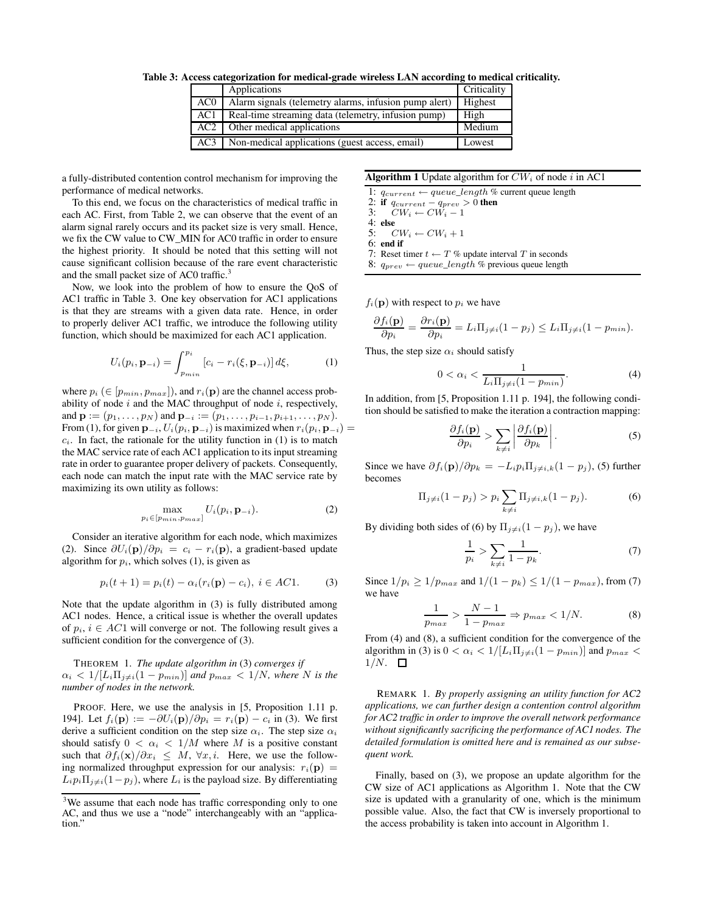**Table 3: Access categorization for medical-grade wireless LAN according to medical criticality.**

| | Applications | Criticality |
|---|---|---|
| AC0 | Alarm signals (telemetry alarms, infusion pump alert) | Highest |
| AC1 | Real-time streaming data (telemetry, infusion pump) | High |
| AC2 | Other medical applications | Medium |
| AC3 | Non-medical applications (guest access, email) | Lowest |

a fully-distributed contention control mechanism for improving the performance of medical networks.

To this end, we focus on the characteristics of medical traffic in each AC. First, from Table 2, we can observe that the event of an alarm signal rarely occurs and its packet size is very small. Hence, we fix the CW value to CW_MIN for AC0 traffic in order to ensure the highest priority. It should be noted that this setting will not cause significant collision because of the rare event characteristic and the small packet size of AC0 traffic.[3]

Now, we look into the problem of how to ensure the QoS of AC1 traffic in Table 3. One key observation for AC1 applications is that they are streams with a given data rate. Hence, in order to properly deliver AC1 traffic, we introduce the following utility function, which should be maximized for each AC1 application.

$$U_i(p_i, \mathbf{p}_{-i}) = \int_{p_{min}}^{p_i} [c_i - r_i(\xi, \mathbf{p}_{-i})]\, d\xi, \tag{1}$$

where $p_i$ ($\in [p_{min}, p_{max}]$), and $r_i(\mathbf{p})$ are the channel access probability of node $i$ and the MAC throughput of node $i$, respectively, and $\mathbf{p} := (p_1, \ldots, p_N)$ and $\mathbf{p}_{-i} := (p_1, \ldots, p_{i-1}, p_{i+1}, \ldots, p_N)$. From (1), for given $\mathbf{p}_{-i}$, $U_i(p_i, \mathbf{p}_{-i})$ is maximized when $r_i(p_i, \mathbf{p}_{-i}) = c_i$. In fact, the rationale for the utility function in (1) is to match the MAC service rate of each AC1 application to its input streaming rate in order to guarantee proper delivery of packets. Consequently, each node can match the input rate with the MAC service rate by maximizing its own utility as follows:

$$\max_{p_i \in [p_{min}, p_{max}]} U_i(p_i, \mathbf{p}_{-i}). \tag{2}$$

Consider an iterative algorithm for each node, which maximizes (2). Since $\partial U_i(\mathbf{p})/\partial p_i = c_i - r_i(\mathbf{p})$, a gradient-based update algorithm for $p_i$, which solves (1), is given as

$$p_i(t+1) = p_i(t) - \alpha_i (r_i(\mathbf{p}) - c_i),\ i \in AC1. \tag{3}$$

Note that the update algorithm in (3) is fully distributed among AC1 nodes. Hence, a critical issue is whether the overall updates of $p_i$, $i \in AC1$ will converge or not. The following result gives a sufficient condition for the convergence of (3).

THEOREM 1. *The update algorithm in* (3) *converges if* $\alpha_i < 1/[L_i \Pi_{j \neq i}(1 - p_{min})]$ *and* $p_{max} < 1/N$*, where* $N$ *is the number of nodes in the network.*

PROOF. Here, we use the analysis in [5, Proposition 1.11 p. 194]. Let $f_i(\mathbf{p}) := -\partial U_i(\mathbf{p})/\partial p_i = r_i(\mathbf{p}) - c_i$ in (3). We first derive a sufficient condition on the step size $\alpha_i$. The step size $\alpha_i$ should satisfy $0 < \alpha_i < 1/M$ where $M$ is a positive constant such that $\partial f_i(\mathbf{x})/\partial x_i \leq M$, $\forall x, i$. Here, we use the following normalized throughput expression for our analysis: $r_i(\mathbf{p}) = L_i p_i \Pi_{j \neq i}(1 - p_j)$, where $L_i$ is the payload size. By differentiating $f_i(\mathbf{p})$ with respect to $p_i$ we have

$$\frac{\partial f_i(\mathbf{p})}{\partial p_i} = \frac{\partial r_i(\mathbf{p})}{\partial p_i} = L_i \Pi_{j \neq i}(1 - p_j) \leq L_i \Pi_{j \neq i}(1 - p_{min}).$$

Thus, the step size $\alpha_i$ should satisfy

$$0 < \alpha_i < \frac{1}{L_i \Pi_{j \neq i}(1 - p_{min})}. \tag{4}$$

In addition, from [5, Proposition 1.11 p. 194], the following condition should be satisfied to make the iteration a contraction mapping:

$$\frac{\partial f_i(\mathbf{p})}{\partial p_i} > \sum_{k \neq i} \left| \frac{\partial f_i(\mathbf{p})}{\partial p_k} \right|. \tag{5}$$

Since we have $\partial f_i(\mathbf{p})/\partial p_k = -L_i p_i \Pi_{j \neq i,k}(1 - p_j)$, (5) further becomes

$$\Pi_{j \neq i}(1 - p_j) > p_i \sum_{k \neq i} \Pi_{j \neq i,k}(1 - p_j). \tag{6}$$

By dividing both sides of (6) by $\Pi_{j \neq i}(1 - p_j)$, we have

$$\frac{1}{p_i} > \sum_{k \neq i} \frac{1}{1 - p_k}. \tag{7}$$

Since $1/p_i \geq 1/p_{max}$ and $1/(1 - p_k) \leq 1/(1 - p_{max})$, from (7) we have

$$\frac{1}{p_{max}} > \frac{N-1}{1 - p_{max}} \Rightarrow p_{max} < 1/N. \tag{8}$$

From (4) and (8), a sufficient condition for the convergence of the algorithm in (3) is $0 < \alpha_i < 1/[L_i \Pi_{j \neq i}(1 - p_{min})]$ and $p_{max} < 1/N$. ☐

REMARK 1. *By properly assigning an utility function for AC2 applications, we can further design a contention control algorithm for AC2 traffic in order to improve the overall network performance without significantly sacrificing the performance of AC1 nodes. The detailed formulation is omitted here and is remained as our subsequent work.*

Finally, based on (3), we propose an update algorithm for the CW size of AC1 applications as Algorithm 1. Note that the CW size is updated with a granularity of one, which is the minimum possible value. Also, the fact that CW is inversely proportional to the access probability is taken into account in Algorithm 1.

**Algorithm 1** Update algorithm for $CW_i$ of node $i$ in AC1

```
1: q_current ← queue_length % current queue length
2: if q_current − q_prev > 0 then
3:     CW_i ← CW_i − 1
4: else
5:     CW_i ← CW_i + 1
6: end if
7: Reset timer t ← T % update interval T in seconds
8: q_prev ← queue_length % previous queue length
```

[3] We assume that each node has traffic corresponding only to one AC, and thus we use a "node" interchangeably with an "application."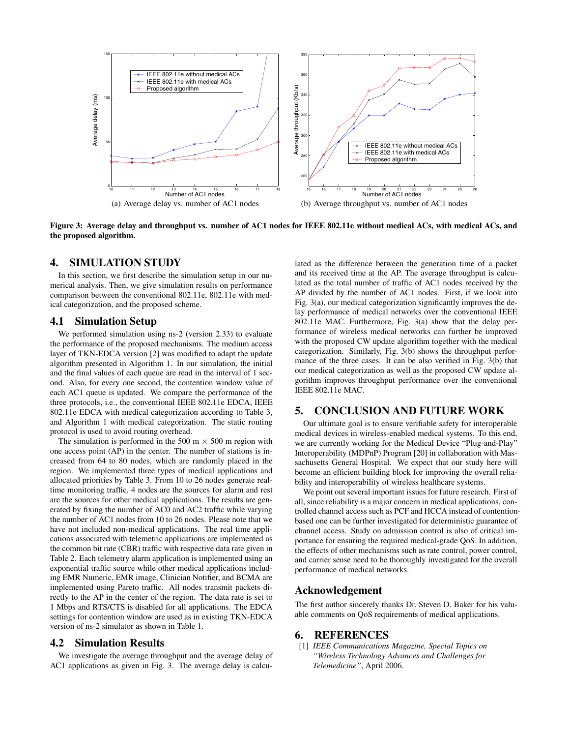(a) Average delay vs. number of AC1 nodes

(b) Average throughput vs. number of AC1 nodes

**Figure 3: Average delay and throughput vs. number of AC1 nodes for IEEE 802.11e without medical ACs, with medical ACs, and the proposed algorithm.**

## 4. SIMULATION STUDY

In this section, we first describe the simulation setup in our numerical analysis. Then, we give simulation results on performance comparison between the conventional 802.11e, 802.11e with medical categorization, and the proposed scheme.

### 4.1 Simulation Setup

We performed simulation using ns-2 (version 2.33) to evaluate the performance of the proposed mechanisms. The medium access layer of TKN-EDCA version [2] was modified to adapt the update algorithm presented in Algorithm 1. In our simulation, the initial and the final values of each queue are read in the interval of 1 second. Also, for every one second, the contention window value of each AC1 queue is updated. We compare the performance of the three protocols, i.e., the conventional IEEE 802.11e EDCA, IEEE 802.11e EDCA with medical categorization according to Table 3, and Algorithm 1 with medical categorization. The static routing protocol is used to avoid routing overhead.

The simulation is performed in the 500 m $\times$ 500 m region with one access point (AP) in the center. The number of stations is increased from 64 to 80 nodes, which are randomly placed in the region. We implemented three types of medical applications and allocated priorities by Table 3. From 10 to 26 nodes generate real-time monitoring traffic, 4 nodes are the sources for alarm and rest are the sources for other medical applications. The results are generated by fixing the number of AC0 and AC2 traffic while varying the number of AC1 nodes from 10 to 26 nodes. Please note that we have not included non-medical applications. The real time applications associated with telemetric applications are implemented as the common bit rate (CBR) traffic with respective data rate given in Table 2. Each telemetry alarm application is implemented using an exponential traffic source while other medical applications including EMR Numeric, EMR image, Clinician Notifier, and BCMA are implemented using Pareto traffic. All nodes transmit packets directly to the AP in the center of the region. The data rate is set to 1 Mbps and RTS/CTS is disabled for all applications. The EDCA settings for contention window are used as in existing TKN-EDCA version of ns-2 simulator as shown in Table 1.

### 4.2 Simulation Results

We investigate the average throughput and the average delay of AC1 applications as given in Fig. 3. The average delay is calculated as the difference between the generation time of a packet and its received time at the AP. The average throughput is calculated as the total number of traffic of AC1 nodes received by the AP divided by the number of AC1 nodes. First, if we look into Fig. 3(a), our medical categorization significantly improves the delay performance of medical networks over the conventional IEEE 802.11e MAC. Furthermore, Fig. 3(a) show that the delay performance of wireless medical networks can further be improved with the proposed CW update algorithm together with the medical categorization. Similarly, Fig. 3(b) shows the throughput performance of the three cases. It can be also verified in Fig. 3(b) that our medical categorization as well as the proposed CW update algorithm improves throughput performance over the conventional IEEE 802.11e MAC.

## 5. CONCLUSION AND FUTURE WORK

Our ultimate goal is to ensure verifiable safety for interoperable medical devices in wireless-enabled medical systems. To this end, we are currently working for the Medical Device "Plug-and-Play" Interoperability (MDPnP) Program [20] in collaboration with Massachusetts General Hospital. We expect that our study here will become an efficient building block for improving the overall reliability and interoperability of wireless healthcare systems.

We point out several important issues for future research. First of all, since reliability is a major concern in medical applications, controlled channel access such as PCF and HCCA instead of contention-based one can be further investigated for deterministic guarantee of channel access. Study on admission control is also of critical importance for ensuring the required medical-grade QoS. In addition, the effects of other mechanisms such as rate control, power control, and carrier sense need to be thoroughly investigated for the overall performance of medical networks.

## Acknowledgement

The first author sincerely thanks Dr. Steven D. Baker for his valuable comments on QoS requirements of medical applications.

## 6. REFERENCES

[1] *IEEE Communications Magazine, Special Topics on "Wireless Technology Advances and Challenges for Telemedicine"*, April 2006.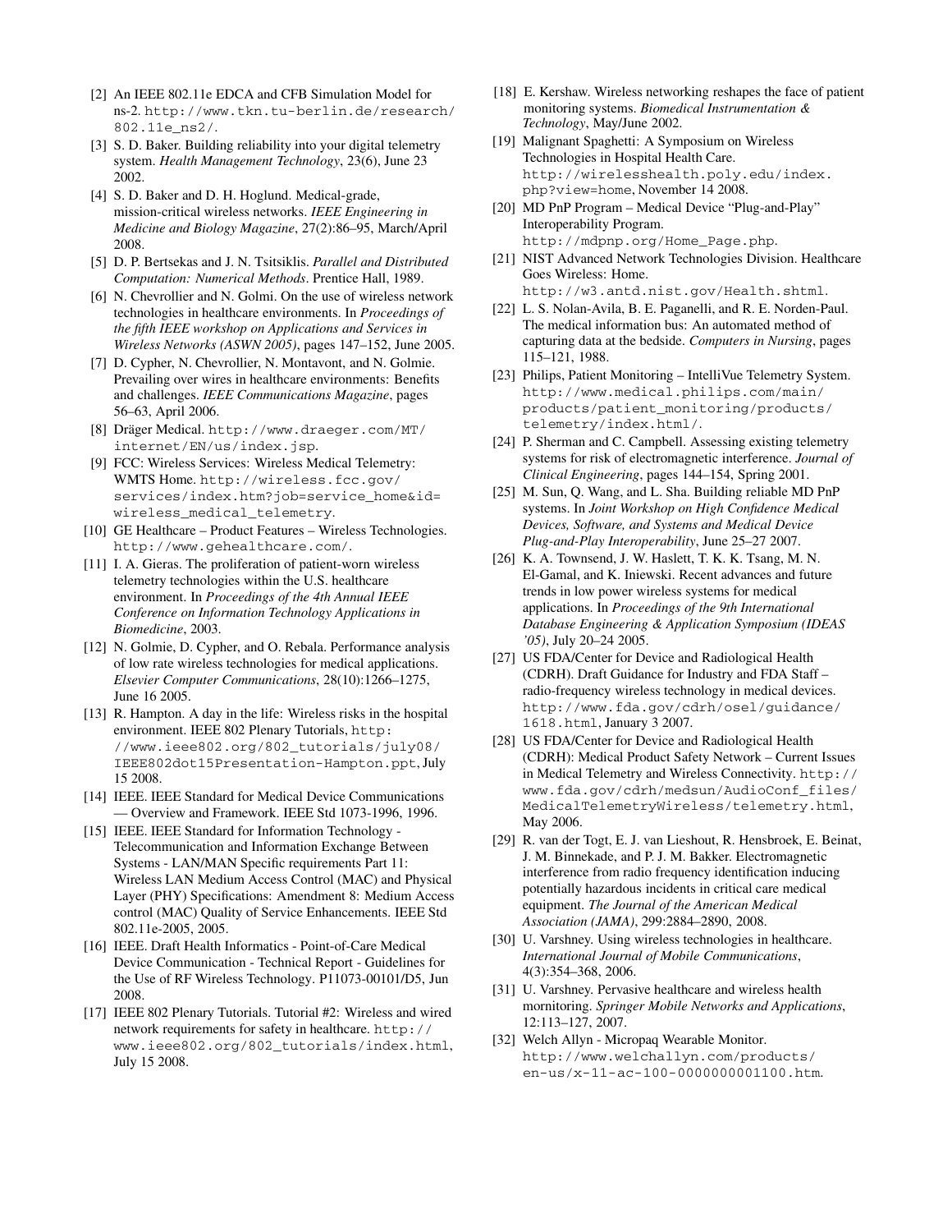[2] An IEEE 802.11e EDCA and CFB Simulation Model for ns-2. http://www.tkn.tu-berlin.de/research/802.11e_ns2/.

[3] S. D. Baker. Building reliability into your digital telemetry system. *Health Management Technology*, 23(6), June 23 2002.

[4] S. D. Baker and D. H. Hoglund. Medical-grade, mission-critical wireless networks. *IEEE Engineering in Medicine and Biology Magazine*, 27(2):86–95, March/April 2008.

[5] D. P. Bertsekas and J. N. Tsitsiklis. *Parallel and Distributed Computation: Numerical Methods*. Prentice Hall, 1989.

[6] N. Chevrollier and N. Golmi. On the use of wireless network technologies in healthcare environments. In *Proceedings of the fifth IEEE workshop on Applications and Services in Wireless Networks (ASWN 2005)*, pages 147–152, June 2005.

[7] D. Cypher, N. Chevrollier, N. Montavont, and N. Golmie. Prevailing over wires in healthcare environments: Benefits and challenges. *IEEE Communications Magazine*, pages 56–63, April 2006.

[8] Dräger Medical. http://www.draeger.com/MT/internet/EN/us/index.jsp.

[9] FCC: Wireless Services: Wireless Medical Telemetry: WMTS Home. http://wireless.fcc.gov/services/index.htm?job=service_home&id=wireless_medical_telemetry.

[10] GE Healthcare – Product Features – Wireless Technologies. http://www.gehealthcare.com/.

[11] I. A. Gieras. The proliferation of patient-worn wireless telemetry technologies within the U.S. healthcare environment. In *Proceedings of the 4th Annual IEEE Conference on Information Technology Applications in Biomedicine*, 2003.

[12] N. Golmie, D. Cypher, and O. Rebala. Performance analysis of low rate wireless technologies for medical applications. *Elsevier Computer Communications*, 28(10):1266–1275, June 16 2005.

[13] R. Hampton. A day in the life: Wireless risks in the hospital environment. IEEE 802 Plenary Tutorials, http://www.ieee802.org/802_tutorials/july08/IEEE802dot15Presentation-Hampton.ppt, July 15 2008.

[14] IEEE. IEEE Standard for Medical Device Communications — Overview and Framework. IEEE Std 1073-1996, 1996.

[15] IEEE. IEEE Standard for Information Technology - Telecommunication and Information Exchange Between Systems - LAN/MAN Specific requirements Part 11: Wireless LAN Medium Access Control (MAC) and Physical Layer (PHY) Specifications: Amendment 8: Medium Access control (MAC) Quality of Service Enhancements. IEEE Std 802.11e-2005, 2005.

[16] IEEE. Draft Health Informatics - Point-of-Care Medical Device Communication - Technical Report - Guidelines for the Use of RF Wireless Technology. P11073-00101/D5, Jun 2008.

[17] IEEE 802 Plenary Tutorials. Tutorial #2: Wireless and wired network requirements for safety in healthcare. http://www.ieee802.org/802_tutorials/index.html, July 15 2008.

[18] E. Kershaw. Wireless networking reshapes the face of patient monitoring systems. *Biomedical Instrumentation & Technology*, May/June 2002.

[19] Malignant Spaghetti: A Symposium on Wireless Technologies in Hospital Health Care. http://wirelesshealth.poly.edu/index.php?view=home, November 14 2008.

[20] MD PnP Program – Medical Device "Plug-and-Play" Interoperability Program. http://mdpnp.org/Home_Page.php.

[21] NIST Advanced Network Technologies Division. Healthcare Goes Wireless: Home. http://w3.antd.nist.gov/Health.shtml.

[22] L. S. Nolan-Avila, B. E. Paganelli, and R. E. Norden-Paul. The medical information bus: An automated method of capturing data at the bedside. *Computers in Nursing*, pages 115–121, 1988.

[23] Philips, Patient Monitoring – IntelliVue Telemetry System. http://www.medical.philips.com/main/products/patient_monitoring/products/telemetry/index.html/.

[24] P. Sherman and C. Campbell. Assessing existing telemetry systems for risk of electromagnetic interference. *Journal of Clinical Engineering*, pages 144–154, Spring 2001.

[25] M. Sun, Q. Wang, and L. Sha. Building reliable MD PnP systems. In *Joint Workshop on High Confidence Medical Devices, Software, and Systems and Medical Device Plug-and-Play Interoperability*, June 25–27 2007.

[26] K. A. Townsend, J. W. Haslett, T. K. K. Tsang, M. N. El-Gamal, and K. Iniewski. Recent advances and future trends in low power wireless systems for medical applications. In *Proceedings of the 9th International Database Engineering & Application Symposium (IDEAS '05)*, July 20–24 2005.

[27] US FDA/Center for Device and Radiological Health (CDRH). Draft Guidance for Industry and FDA Staff – radio-frequency wireless technology in medical devices. http://www.fda.gov/cdrh/osel/guidance/1618.html, January 3 2007.

[28] US FDA/Center for Device and Radiological Health (CDRH): Medical Product Safety Network – Current Issues in Medical Telemetry and Wireless Connectivity. http://www.fda.gov/cdrh/medsun/AudioConf_files/MedicalTelemetryWireless/telemetry.html, May 2006.

[29] R. van der Togt, E. J. van Lieshout, R. Hensbroek, E. Beinat, J. M. Binnekade, and P. J. M. Bakker. Electromagnetic interference from radio frequency identification inducing potentially hazardous incidents in critical care medical equipment. *The Journal of the American Medical Association (JAMA)*, 299:2884–2890, 2008.

[30] U. Varshney. Using wireless technologies in healthcare. *International Journal of Mobile Communications*, 4(3):354–368, 2006.

[31] U. Varshney. Pervasive healthcare and wireless health mornitoring. *Springer Mobile Networks and Applications*, 12:113–127, 2007.

[32] Welch Allyn - Micropaq Wearable Monitor. http://www.welchallyn.com/products/en-us/x-11-ac-100-0000000001100.htm.